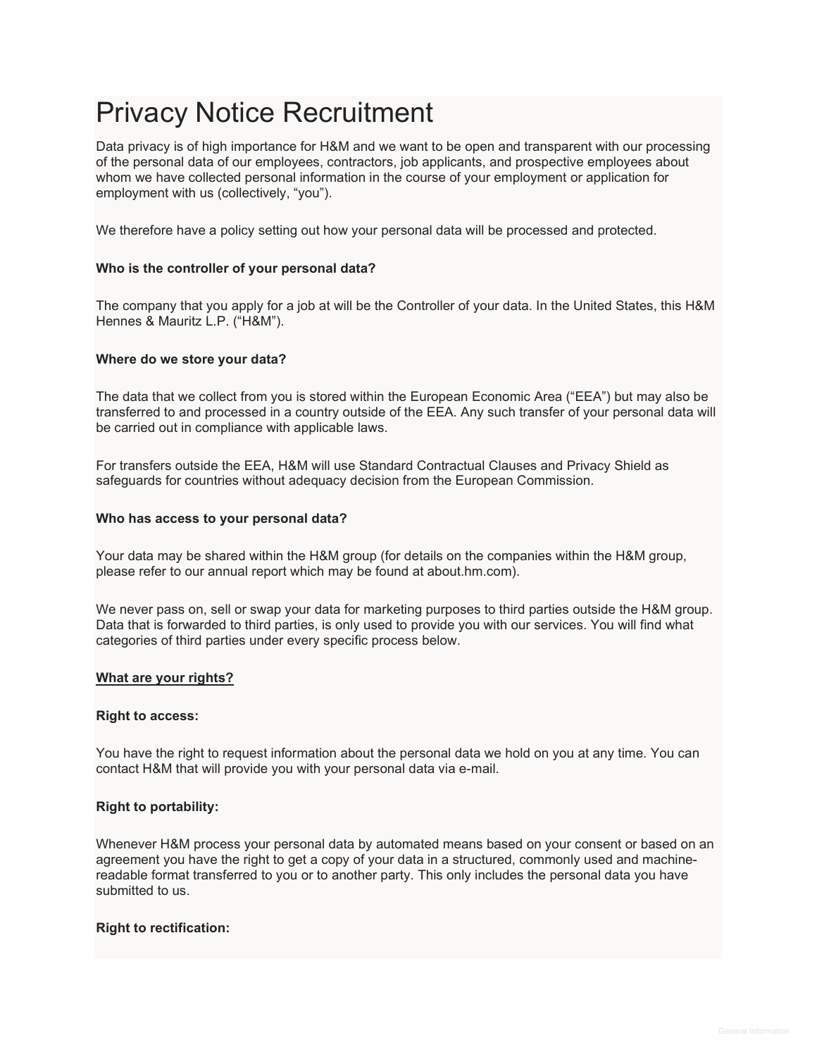# Privacy Notice Recruitment

Data privacy is of high importance for H&M and we want to be open and transparent with our processing of the personal data of our employees, contractors, job applicants, and prospective employees about whom we have collected personal information in the course of your employment or application for employment with us (collectively, "you").

We therefore have a policy setting out how your personal data will be processed and protected.

**Who is the controller of your personal data?**

The company that you apply for a job at will be the Controller of your data. In the United States, this H&M Hennes & Mauritz L.P. ("H&M").

**Where do we store your data?**

The data that we collect from you is stored within the European Economic Area ("EEA") but may also be transferred to and processed in a country outside of the EEA. Any such transfer of your personal data will be carried out in compliance with applicable laws.

For transfers outside the EEA, H&M will use Standard Contractual Clauses and Privacy Shield as safeguards for countries without adequacy decision from the European Commission.

**Who has access to your personal data?**

Your data may be shared within the H&M group (for details on the companies within the H&M group, please refer to our annual report which may be found at about.hm.com).

We never pass on, sell or swap your data for marketing purposes to third parties outside the H&M group. Data that is forwarded to third parties, is only used to provide you with our services. You will find what categories of third parties under every specific process below.

**<u>What are your rights?</u>**

**Right to access:**

You have the right to request information about the personal data we hold on you at any time. You can contact H&M that will provide you with your personal data via e-mail.

**Right to portability:**

Whenever H&M process your personal data by automated means based on your consent or based on an agreement you have the right to get a copy of your data in a structured, commonly used and machine-readable format transferred to you or to another party. This only includes the personal data you have submitted to us.

**Right to rectification:**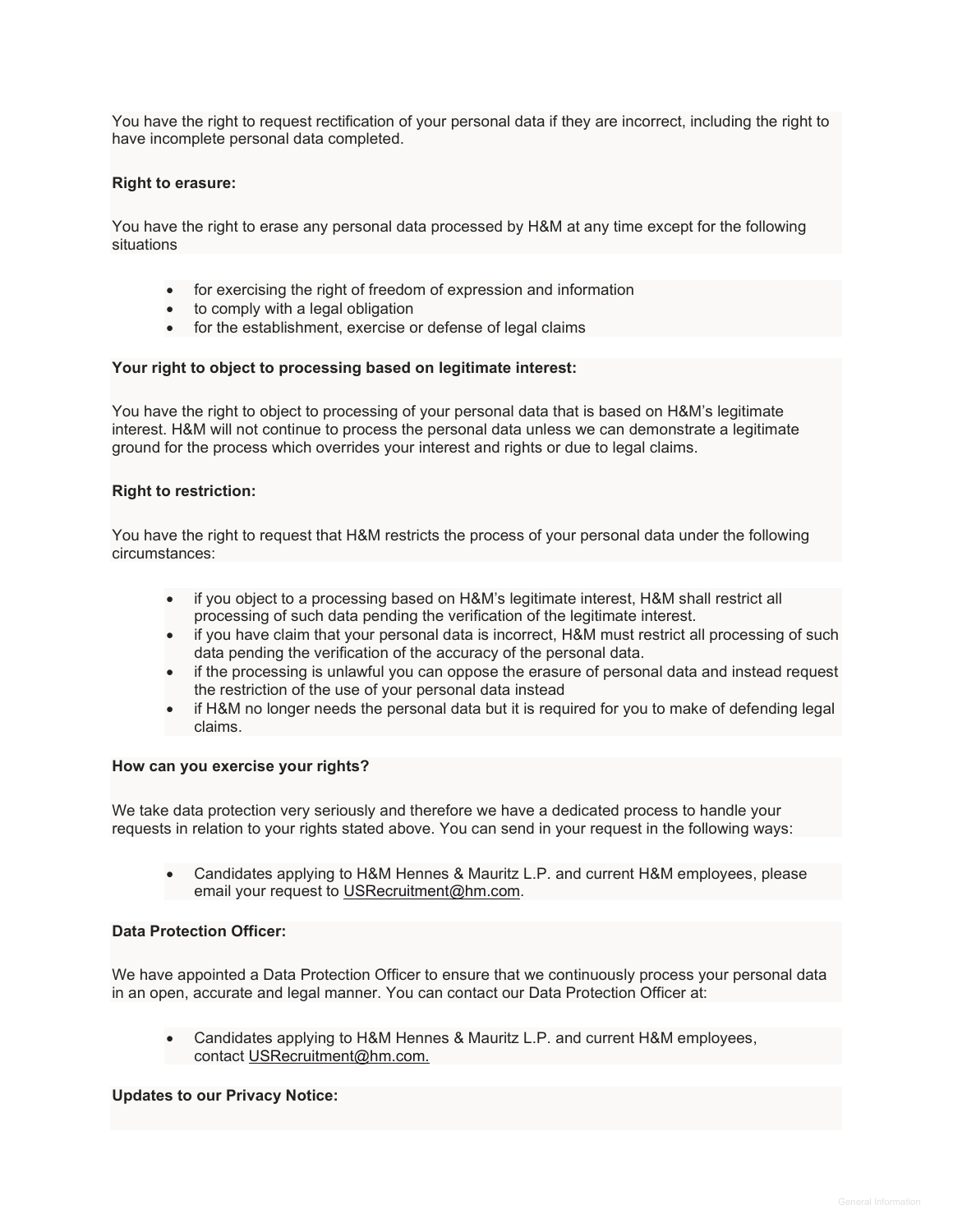You have the right to request rectification of your personal data if they are incorrect, including the right to have incomplete personal data completed.

**Right to erasure:**

You have the right to erase any personal data processed by H&M at any time except for the following situations

- for exercising the right of freedom of expression and information
- to comply with a legal obligation
- for the establishment, exercise or defense of legal claims

**Your right to object to processing based on legitimate interest:**

You have the right to object to processing of your personal data that is based on H&M's legitimate interest. H&M will not continue to process the personal data unless we can demonstrate a legitimate ground for the process which overrides your interest and rights or due to legal claims.

**Right to restriction:**

You have the right to request that H&M restricts the process of your personal data under the following circumstances:

- if you object to a processing based on H&M's legitimate interest, H&M shall restrict all processing of such data pending the verification of the legitimate interest.
- if you have claim that your personal data is incorrect, H&M must restrict all processing of such data pending the verification of the accuracy of the personal data.
- if the processing is unlawful you can oppose the erasure of personal data and instead request the restriction of the use of your personal data instead
- if H&M no longer needs the personal data but it is required for you to make of defending legal claims.

**How can you exercise your rights?**

We take data protection very seriously and therefore we have a dedicated process to handle your requests in relation to your rights stated above. You can send in your request in the following ways:

- Candidates applying to H&M Hennes & Mauritz L.P. and current H&M employees, please email your request to USRecruitment@hm.com.

**Data Protection Officer:**

We have appointed a Data Protection Officer to ensure that we continuously process your personal data in an open, accurate and legal manner. You can contact our Data Protection Officer at:

- Candidates applying to H&M Hennes & Mauritz L.P. and current H&M employees, contact USRecruitment@hm.com.

**Updates to our Privacy Notice:**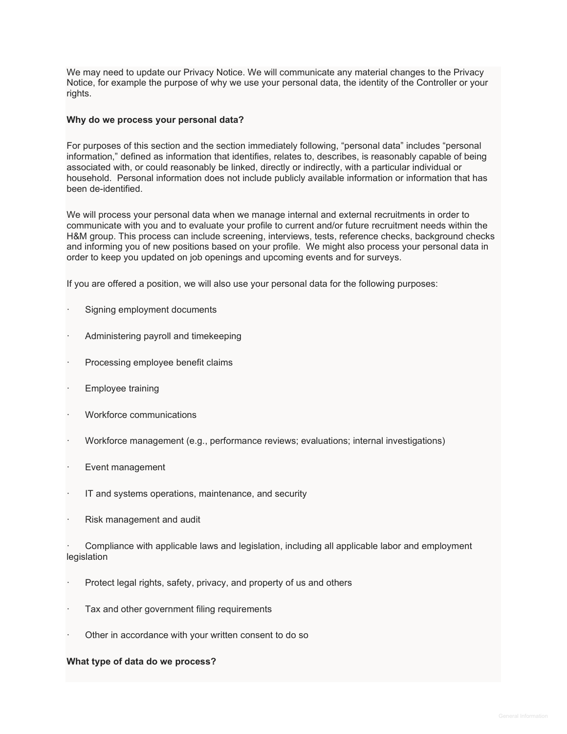We may need to update our Privacy Notice. We will communicate any material changes to the Privacy Notice, for example the purpose of why we use your personal data, the identity of the Controller or your rights.

**Why do we process your personal data?**

For purposes of this section and the section immediately following, "personal data" includes "personal information," defined as information that identifies, relates to, describes, is reasonably capable of being associated with, or could reasonably be linked, directly or indirectly, with a particular individual or household. Personal information does not include publicly available information or information that has been de-identified.

We will process your personal data when we manage internal and external recruitments in order to communicate with you and to evaluate your profile to current and/or future recruitment needs within the H&M group. This process can include screening, interviews, tests, reference checks, background checks and informing you of new positions based on your profile. We might also process your personal data in order to keep you updated on job openings and upcoming events and for surveys.

If you are offered a position, we will also use your personal data for the following purposes:

- Signing employment documents
- Administering payroll and timekeeping
- Processing employee benefit claims
- Employee training
- Workforce communications
- Workforce management (e.g., performance reviews; evaluations; internal investigations)
- Event management
- IT and systems operations, maintenance, and security
- Risk management and audit
- Compliance with applicable laws and legislation, including all applicable labor and employment legislation
- Protect legal rights, safety, privacy, and property of us and others
- Tax and other government filing requirements
- Other in accordance with your written consent to do so

**What type of data do we process?**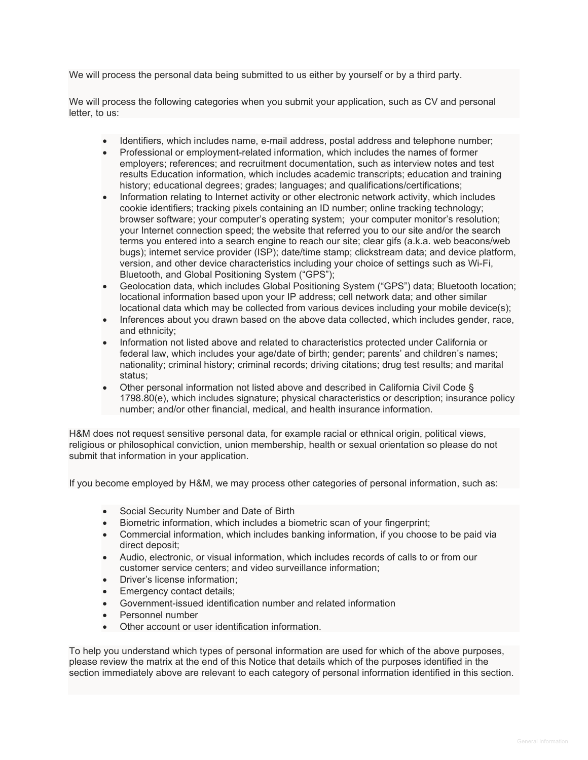We will process the personal data being submitted to us either by yourself or by a third party.

We will process the following categories when you submit your application, such as CV and personal letter, to us:

- Identifiers, which includes name, e-mail address, postal address and telephone number;
- Professional or employment-related information, which includes the names of former employers; references; and recruitment documentation, such as interview notes and test results Education information, which includes academic transcripts; education and training history; educational degrees; grades; languages; and qualifications/certifications;
- Information relating to Internet activity or other electronic network activity, which includes cookie identifiers; tracking pixels containing an ID number; online tracking technology; browser software; your computer's operating system; your computer monitor's resolution; your Internet connection speed; the website that referred you to our site and/or the search terms you entered into a search engine to reach our site; clear gifs (a.k.a. web beacons/web bugs); internet service provider (ISP); date/time stamp; clickstream data; and device platform, version, and other device characteristics including your choice of settings such as Wi-Fi, Bluetooth, and Global Positioning System ("GPS");
- Geolocation data, which includes Global Positioning System ("GPS") data; Bluetooth location; locational information based upon your IP address; cell network data; and other similar locational data which may be collected from various devices including your mobile device(s);
- Inferences about you drawn based on the above data collected, which includes gender, race, and ethnicity;
- Information not listed above and related to characteristics protected under California or federal law, which includes your age/date of birth; gender; parents' and children's names; nationality; criminal history; criminal records; driving citations; drug test results; and marital status;
- Other personal information not listed above and described in California Civil Code § 1798.80(e), which includes signature; physical characteristics or description; insurance policy number; and/or other financial, medical, and health insurance information.

H&M does not request sensitive personal data, for example racial or ethnical origin, political views, religious or philosophical conviction, union membership, health or sexual orientation so please do not submit that information in your application.

If you become employed by H&M, we may process other categories of personal information, such as:

- Social Security Number and Date of Birth
- Biometric information, which includes a biometric scan of your fingerprint;
- Commercial information, which includes banking information, if you choose to be paid via direct deposit;
- Audio, electronic, or visual information, which includes records of calls to or from our customer service centers; and video surveillance information;
- Driver's license information;
- Emergency contact details;
- Government-issued identification number and related information
- Personnel number
- Other account or user identification information.

To help you understand which types of personal information are used for which of the above purposes, please review the matrix at the end of this Notice that details which of the purposes identified in the section immediately above are relevant to each category of personal information identified in this section.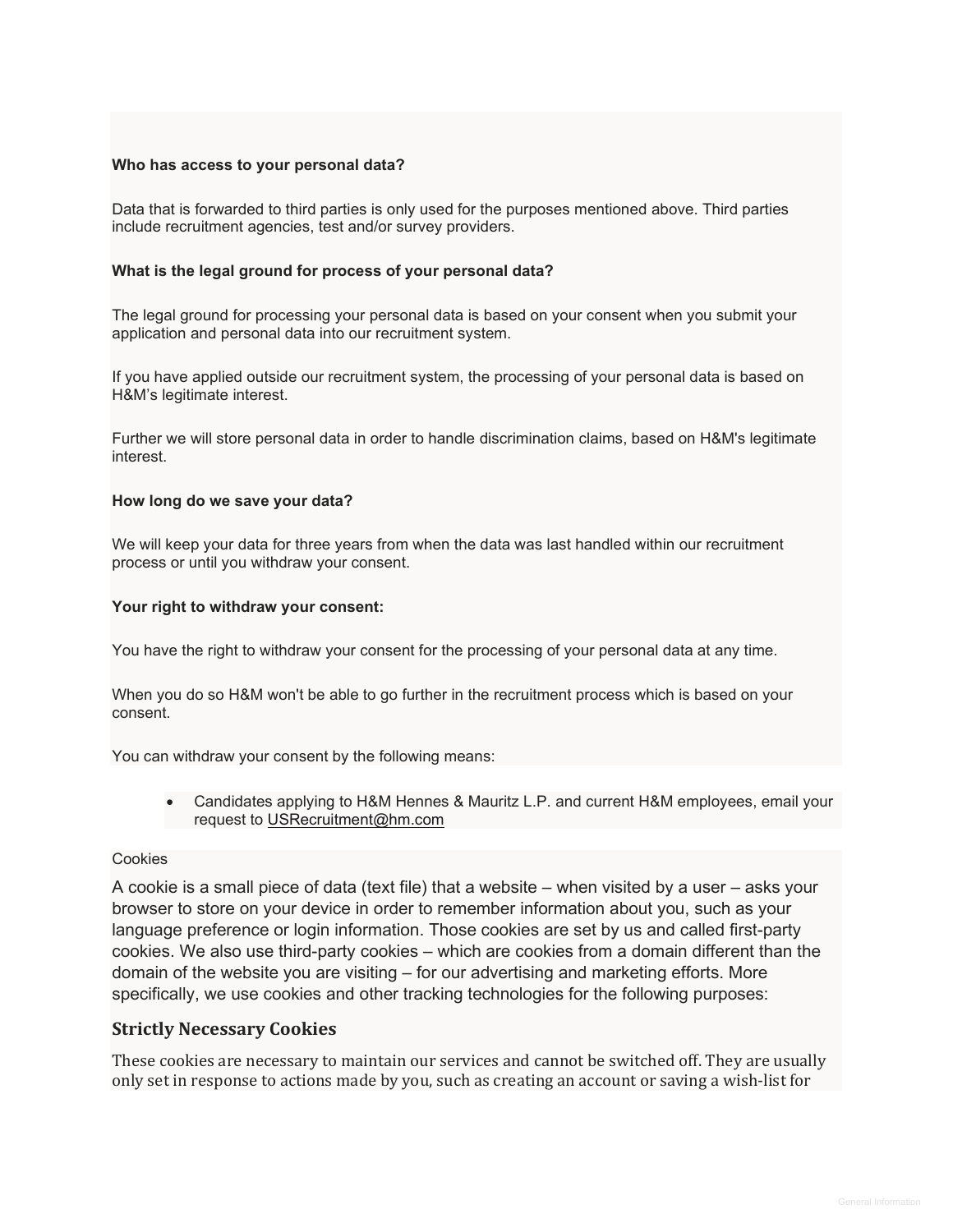**Who has access to your personal data?**

Data that is forwarded to third parties is only used for the purposes mentioned above. Third parties include recruitment agencies, test and/or survey providers.

**What is the legal ground for process of your personal data?**

The legal ground for processing your personal data is based on your consent when you submit your application and personal data into our recruitment system.

If you have applied outside our recruitment system, the processing of your personal data is based on H&M's legitimate interest.

Further we will store personal data in order to handle discrimination claims, based on H&M's legitimate interest.

**How long do we save your data?**

We will keep your data for three years from when the data was last handled within our recruitment process or until you withdraw your consent.

**Your right to withdraw your consent:**

You have the right to withdraw your consent for the processing of your personal data at any time.

When you do so H&M won't be able to go further in the recruitment process which is based on your consent.

You can withdraw your consent by the following means:

- Candidates applying to H&M Hennes & Mauritz L.P. and current H&M employees, email your request to USRecruitment@hm.com

Cookies

A cookie is a small piece of data (text file) that a website – when visited by a user – asks your browser to store on your device in order to remember information about you, such as your language preference or login information. Those cookies are set by us and called first-party cookies. We also use third-party cookies – which are cookies from a domain different than the domain of the website you are visiting – for our advertising and marketing efforts. More specifically, we use cookies and other tracking technologies for the following purposes:

## Strictly Necessary Cookies

These cookies are necessary to maintain our services and cannot be switched off. They are usually only set in response to actions made by you, such as creating an account or saving a wish-list for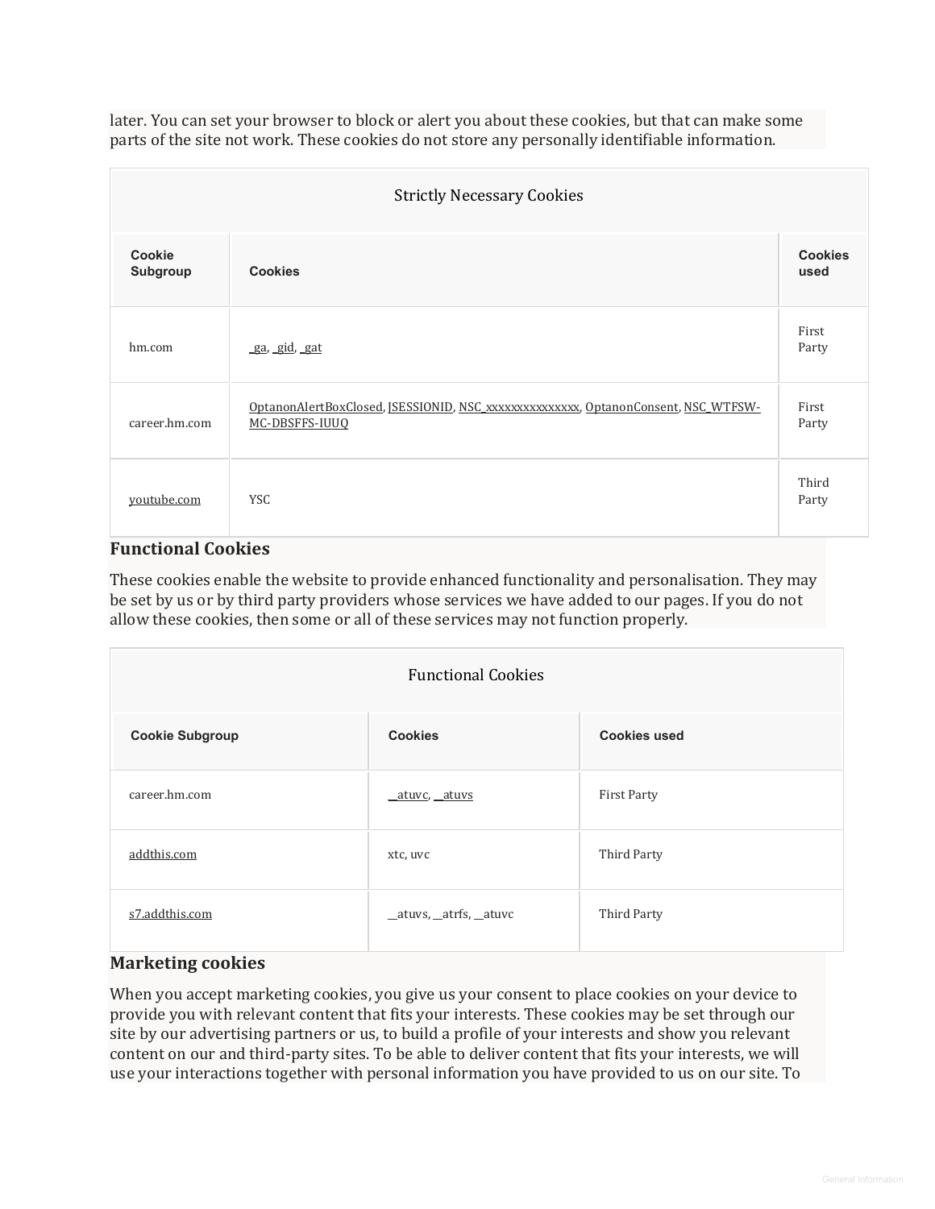later. You can set your browser to block or alert you about these cookies, but that can make some parts of the site not work. These cookies do not store any personally identifiable information.

| Strictly Necessary Cookies | | |
|---|---|---|
| **Cookie Subgroup** | **Cookies** | **Cookies used** |
| hm.com | _ga, _gid, _gat | First Party |
| career.hm.com | OptanonAlertBoxClosed, JSESSIONID, NSC_xxxxxxxxxxxxxxx, OptanonConsent, NSC_WTFSW-MC-DBSFFS-IUUQ | First Party |
| youtube.com | YSC | Third Party |

## Functional Cookies

These cookies enable the website to provide enhanced functionality and personalisation. They may be set by us or by third party providers whose services we have added to our pages. If you do not allow these cookies, then some or all of these services may not function properly.

| Functional Cookies | | |
|---|---|---|
| **Cookie Subgroup** | **Cookies** | **Cookies used** |
| career.hm.com | __atuvc, __atuvs | First Party |
| addthis.com | xtc, uvc | Third Party |
| s7.addthis.com | __atuvs, __atrfs, __atuvc | Third Party |

## Marketing cookies

When you accept marketing cookies, you give us your consent to place cookies on your device to provide you with relevant content that fits your interests. These cookies may be set through our site by our advertising partners or us, to build a profile of your interests and show you relevant content on our and third-party sites. To be able to deliver content that fits your interests, we will use your interactions together with personal information you have provided to us on our site. To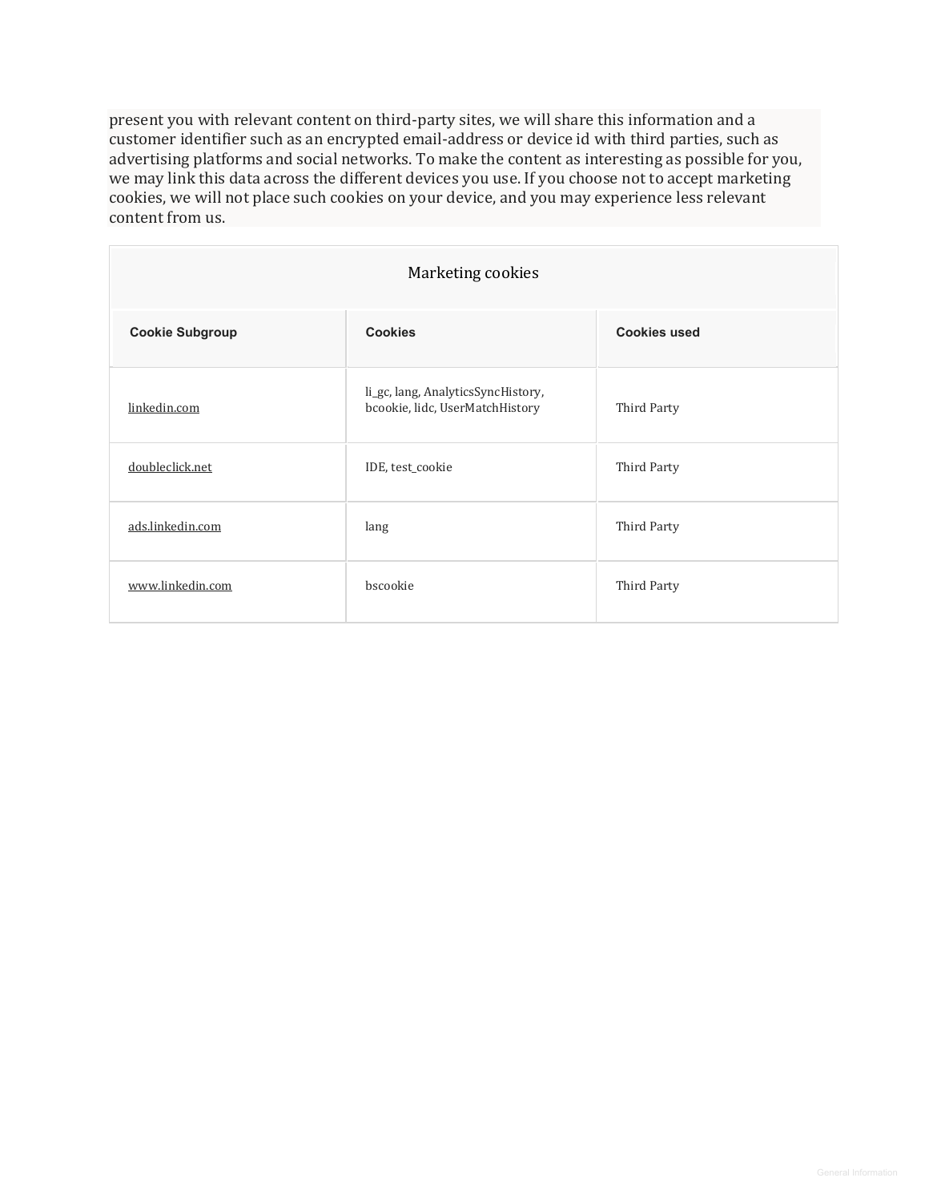present you with relevant content on third-party sites, we will share this information and a customer identifier such as an encrypted email-address or device id with third parties, such as advertising platforms and social networks. To make the content as interesting as possible for you, we may link this data across the different devices you use. If you choose not to accept marketing cookies, we will not place such cookies on your device, and you may experience less relevant content from us.

| Marketing cookies | | |
|---|---|---|
| **Cookie Subgroup** | **Cookies** | **Cookies used** |
| linkedin.com | li_gc, lang, AnalyticsSyncHistory, bcookie, lidc, UserMatchHistory | Third Party |
| doubleclick.net | IDE, test_cookie | Third Party |
| ads.linkedin.com | lang | Third Party |
| www.linkedin.com | bscookie | Third Party |